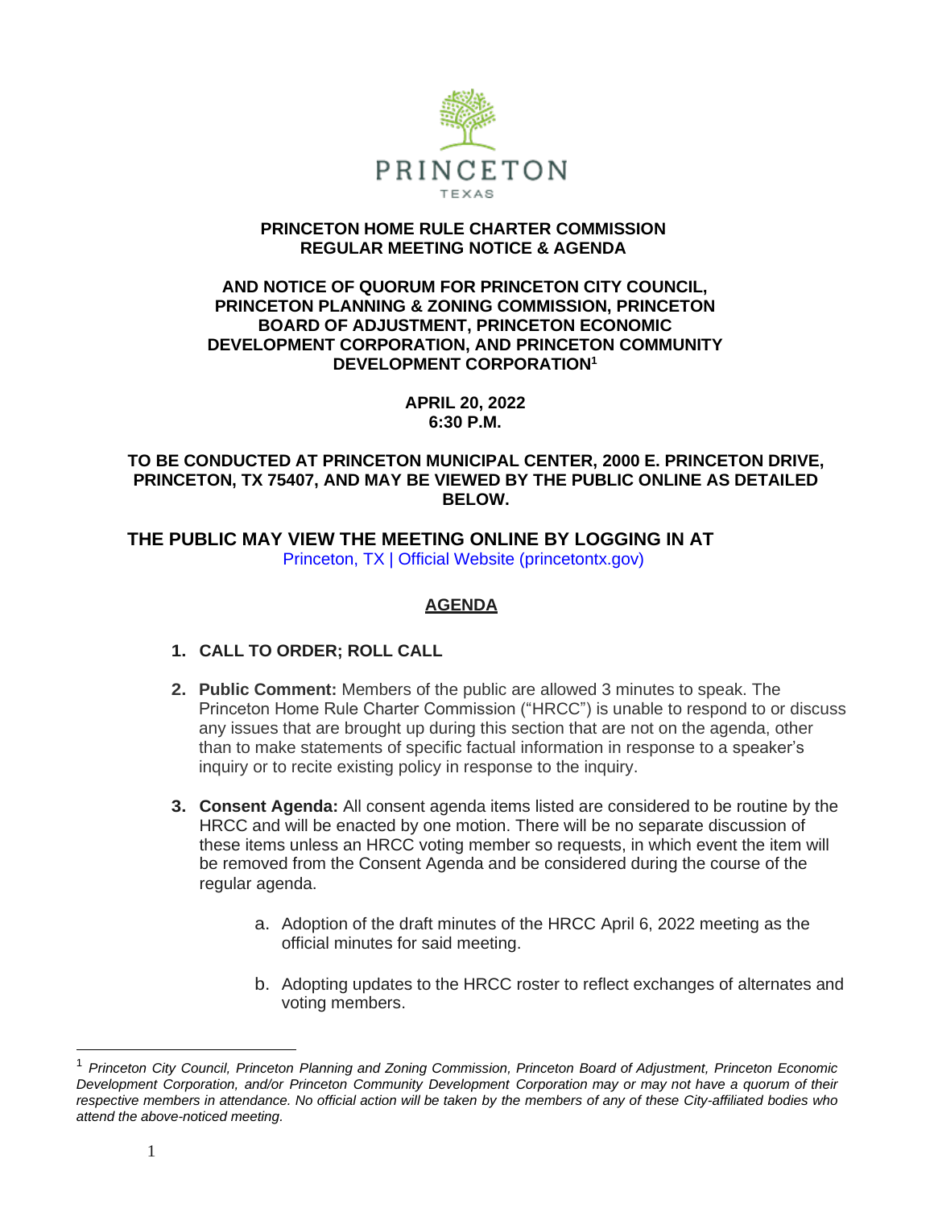PRINCETON

TEXAS

# PRINCETON HOME RULE CHARTER COMMISSION REGULAR MEETING NOTICE & AGENDA

## AND NOTICE OF QUORUM FOR PRINCETON CITY COUNCIL, PRINCETON PLANNING & ZONING COMMISSION, PRINCETON BOARD OF ADJUSTMENT, PRINCETON ECONOMIC DEVELOPMENT CORPORATION, AND PRINCETON COMMUNITY DEVELOPMENT CORPORATION[1]

**APRIL 20, 2022**
**6:30 P.M.**

**TO BE CONDUCTED AT PRINCETON MUNICIPAL CENTER, 2000 E. PRINCETON DRIVE, PRINCETON, TX 75407, AND MAY BE VIEWED BY THE PUBLIC ONLINE AS DETAILED BELOW.**

**THE PUBLIC MAY VIEW THE MEETING ONLINE BY LOGGING IN AT**
Princeton, TX | Official Website (princetontx.gov)

## AGENDA

1. **CALL TO ORDER; ROLL CALL**

2. **Public Comment:** Members of the public are allowed 3 minutes to speak. The Princeton Home Rule Charter Commission ("HRCC") is unable to respond to or discuss any issues that are brought up during this section that are not on the agenda, other than to make statements of specific factual information in response to a speaker's inquiry or to recite existing policy in response to the inquiry.

3. **Consent Agenda:** All consent agenda items listed are considered to be routine by the HRCC and will be enacted by one motion. There will be no separate discussion of these items unless an HRCC voting member so requests, in which event the item will be removed from the Consent Agenda and be considered during the course of the regular agenda.

    a. Adoption of the draft minutes of the HRCC April 6, 2022 meeting as the official minutes for said meeting.

    b. Adopting updates to the HRCC roster to reflect exchanges of alternates and voting members.

---

[1] *Princeton City Council, Princeton Planning and Zoning Commission, Princeton Board of Adjustment, Princeton Economic Development Corporation, and/or Princeton Community Development Corporation may or may not have a quorum of their respective members in attendance. No official action will be taken by the members of any of these City-affiliated bodies who attend the above-noticed meeting.*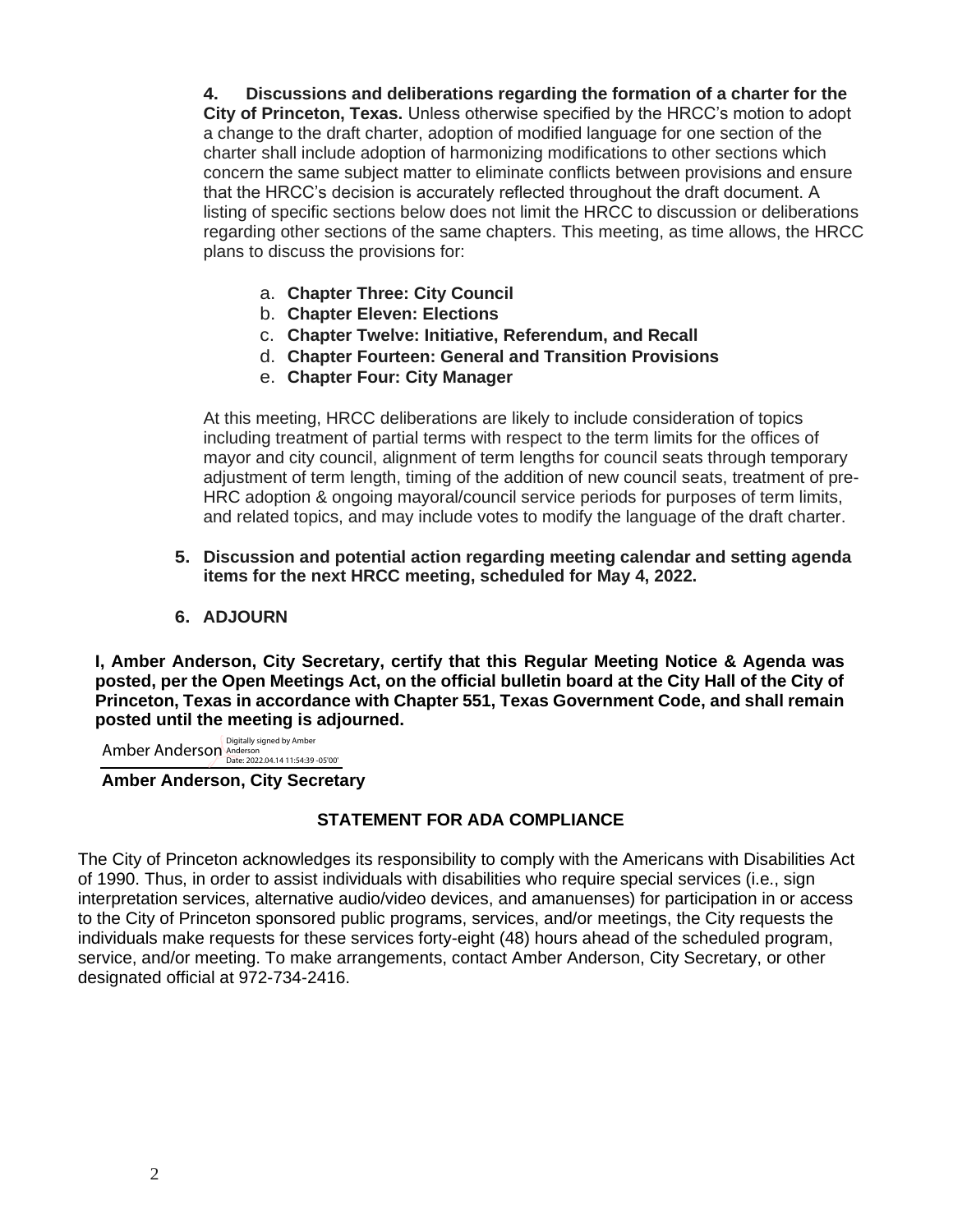**4. Discussions and deliberations regarding the formation of a charter for the City of Princeton, Texas.** Unless otherwise specified by the HRCC's motion to adopt a change to the draft charter, adoption of modified language for one section of the charter shall include adoption of harmonizing modifications to other sections which concern the same subject matter to eliminate conflicts between provisions and ensure that the HRCC's decision is accurately reflected throughout the draft document. A listing of specific sections below does not limit the HRCC to discussion or deliberations regarding other sections of the same chapters. This meeting, as time allows, the HRCC plans to discuss the provisions for:

a. **Chapter Three: City Council**
b. **Chapter Eleven: Elections**
c. **Chapter Twelve: Initiative, Referendum, and Recall**
d. **Chapter Fourteen: General and Transition Provisions**
e. **Chapter Four: City Manager**

At this meeting, HRCC deliberations are likely to include consideration of topics including treatment of partial terms with respect to the term limits for the offices of mayor and city council, alignment of term lengths for council seats through temporary adjustment of term length, timing of the addition of new council seats, treatment of pre-HRC adoption & ongoing mayoral/council service periods for purposes of term limits, and related topics, and may include votes to modify the language of the draft charter.

**5. Discussion and potential action regarding meeting calendar and setting agenda items for the next HRCC meeting, scheduled for May 4, 2022.**

**6. ADJOURN**

**I, Amber Anderson, City Secretary, certify that this Regular Meeting Notice & Agenda was posted, per the Open Meetings Act, on the official bulletin board at the City Hall of the City of Princeton, Texas in accordance with Chapter 551, Texas Government Code, and shall remain posted until the meeting is adjourned.**

Amber Anderson Digitally signed by Amber Anderson Date: 2022.04.14 11:54:39 -05'00'

**Amber Anderson, City Secretary**

## STATEMENT FOR ADA COMPLIANCE

The City of Princeton acknowledges its responsibility to comply with the Americans with Disabilities Act of 1990. Thus, in order to assist individuals with disabilities who require special services (i.e., sign interpretation services, alternative audio/video devices, and amanuenses) for participation in or access to the City of Princeton sponsored public programs, services, and/or meetings, the City requests the individuals make requests for these services forty-eight (48) hours ahead of the scheduled program, service, and/or meeting. To make arrangements, contact Amber Anderson, City Secretary, or other designated official at 972-734-2416.